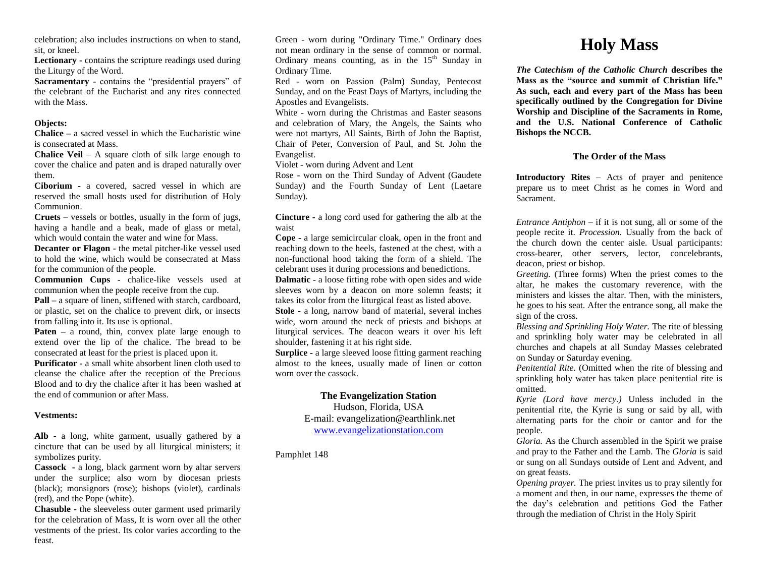celebration; also includes instructions on when to stand, sit, or kneel.

**Lectionary** - contains the scripture readings used during the Liturgy of the Word.

**Sacramentary** - contains the "presidential prayers" of the celebrant of the Eucharist and any rites connected with the Mass.

**Objects:**

**Chalice** – a sacred vessel in which the Eucharistic wine is consecrated at Mass.

**Chalice Veil** – A square cloth of silk large enough to cover the chalice and paten and is draped naturally over them.

**Ciborium** - a covered, sacred vessel in which are reserved the small hosts used for distribution of Holy Communion.

**Cruets** – vessels or bottles, usually in the form of jugs, having a handle and a beak, made of glass or metal, which would contain the water and wine for Mass.

**Decanter or Flagon** - the metal pitcher-like vessel used to hold the wine, which would be consecrated at Mass for the communion of the people.

**Communion Cups** - chalice-like vessels used at communion when the people receive from the cup.

**Pall** – a square of linen, stiffened with starch, cardboard, or plastic, set on the chalice to prevent dirk, or insects from falling into it. Its use is optional.

**Paten** – a round, thin, convex plate large enough to extend over the lip of the chalice. The bread to be consecrated at least for the priest is placed upon it.

**Purificator** - a small white absorbent linen cloth used to cleanse the chalice after the reception of the Precious Blood and to dry the chalice after it has been washed at the end of communion or after Mass.

**Vestments:**

**Alb** - a long, white garment, usually gathered by a cincture that can be used by all liturgical ministers; it symbolizes purity.

**Cassock** - a long, black garment worn by altar servers under the surplice; also worn by diocesan priests (black); monsignors (rose); bishops (violet), cardinals (red), and the Pope (white).

**Chasuble** - the sleeveless outer garment used primarily for the celebration of Mass, It is worn over all the other vestments of the priest. Its color varies according to the feast.

Green - worn during "Ordinary Time." Ordinary does not mean ordinary in the sense of common or normal. Ordinary means counting, as in the 15th Sunday in Ordinary Time.

Red - worn on Passion (Palm) Sunday, Pentecost Sunday, and on the Feast Days of Martyrs, including the Apostles and Evangelists.

White - worn during the Christmas and Easter seasons and celebration of Mary, the Angels, the Saints who were not martyrs, All Saints, Birth of John the Baptist, Chair of Peter, Conversion of Paul, and St. John the Evangelist.

Violet - worn during Advent and Lent

Rose - worn on the Third Sunday of Advent (Gaudete Sunday) and the Fourth Sunday of Lent (Laetare Sunday).

**Cincture** - a long cord used for gathering the alb at the waist

**Cope** - a large semicircular cloak, open in the front and reaching down to the heels, fastened at the chest, with a non-functional hood taking the form of a shield. The celebrant uses it during processions and benedictions.

**Dalmatic** - a loose fitting robe with open sides and wide sleeves worn by a deacon on more solemn feasts; it takes its color from the liturgical feast as listed above.

**Stole** - a long, narrow band of material, several inches wide, worn around the neck of priests and bishops at liturgical services. The deacon wears it over his left shoulder, fastening it at his right side.

**Surplice** - a large sleeved loose fitting garment reaching almost to the knees, usually made of linen or cotton worn over the cassock.

**The Evangelization Station**
Hudson, Florida, USA
E-mail: evangelization@earthlink.net
www.evangelizationstation.com

Pamphlet 148

# Holy Mass

***The Catechism of the Catholic Church* describes the Mass as the "source and summit of Christian life." As such, each and every part of the Mass has been specifically outlined by the Congregation for Divine Worship and Discipline of the Sacraments in Rome, and the U.S. National Conference of Catholic Bishops the NCCB.**

## The Order of the Mass

**Introductory Rites** – Acts of prayer and penitence prepare us to meet Christ as he comes in Word and Sacrament.

*Entrance Antiphon* – if it is not sung, all or some of the people recite it. *Procession.* Usually from the back of the church down the center aisle. Usual participants: cross-bearer, other servers, lector, concelebrants, deacon, priest or bishop.

*Greeting.* (Three forms) When the priest comes to the altar, he makes the customary reverence, with the ministers and kisses the altar. Then, with the ministers, he goes to his seat. After the entrance song, all make the sign of the cross.

*Blessing and Sprinkling Holy Water.* The rite of blessing and sprinkling holy water may be celebrated in all churches and chapels at all Sunday Masses celebrated on Sunday or Saturday evening.

*Penitential Rite.* (Omitted when the rite of blessing and sprinkling holy water has taken place penitential rite is omitted.

*Kyrie (Lord have mercy.)* Unless included in the penitential rite, the Kyrie is sung or said by all, with alternating parts for the choir or cantor and for the people.

*Gloria.* As the Church assembled in the Spirit we praise and pray to the Father and the Lamb. The *Gloria* is said or sung on all Sundays outside of Lent and Advent, and on great feasts.

*Opening prayer.* The priest invites us to pray silently for a moment and then, in our name, expresses the theme of the day's celebration and petitions God the Father through the mediation of Christ in the Holy Spirit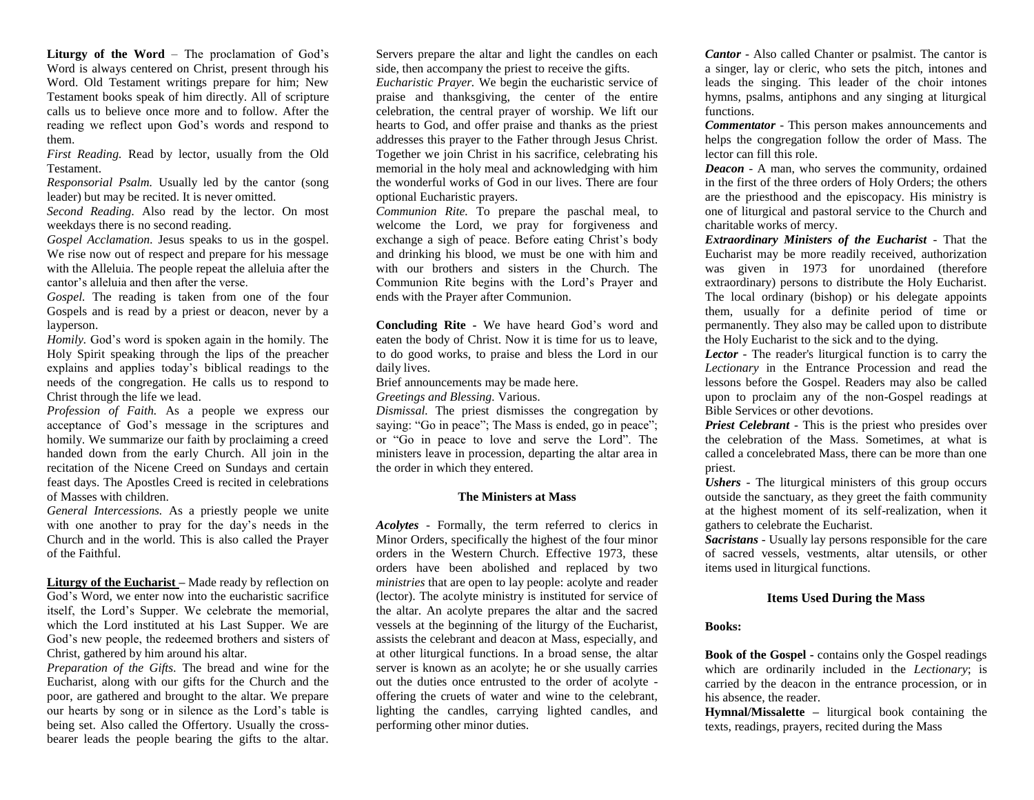**Liturgy of the Word** – The proclamation of God's Word is always centered on Christ, present through his Word. Old Testament writings prepare for him; New Testament books speak of him directly. All of scripture calls us to believe once more and to follow. After the reading we reflect upon God's words and respond to them.

*First Reading.* Read by lector, usually from the Old Testament.

*Responsorial Psalm.* Usually led by the cantor (song leader) but may be recited. It is never omitted.

*Second Reading.* Also read by the lector. On most weekdays there is no second reading.

*Gospel Acclamation.* Jesus speaks to us in the gospel. We rise now out of respect and prepare for his message with the Alleluia. The people repeat the alleluia after the cantor's alleluia and then after the verse.

*Gospel.* The reading is taken from one of the four Gospels and is read by a priest or deacon, never by a layperson.

*Homily.* God's word is spoken again in the homily. The Holy Spirit speaking through the lips of the preacher explains and applies today's biblical readings to the needs of the congregation. He calls us to respond to Christ through the life we lead.

*Profession of Faith.* As a people we express our acceptance of God's message in the scriptures and homily. We summarize our faith by proclaiming a creed handed down from the early Church. All join in the recitation of the Nicene Creed on Sundays and certain feast days. The Apostles Creed is recited in celebrations of Masses with children.

*General Intercessions.* As a priestly people we unite with one another to pray for the day's needs in the Church and in the world. This is also called the Prayer of the Faithful.

**Liturgy of the Eucharist** – Made ready by reflection on God's Word, we enter now into the eucharistic sacrifice itself, the Lord's Supper. We celebrate the memorial, which the Lord instituted at his Last Supper. We are God's new people, the redeemed brothers and sisters of Christ, gathered by him around his altar.

*Preparation of the Gifts.* The bread and wine for the Eucharist, along with our gifts for the Church and the poor, are gathered and brought to the altar. We prepare our hearts by song or in silence as the Lord's table is being set. Also called the Offertory. Usually the cross-bearer leads the people bearing the gifts to the altar. Servers prepare the altar and light the candles on each side, then accompany the priest to receive the gifts.

*Eucharistic Prayer.* We begin the eucharistic service of praise and thanksgiving, the center of the entire celebration, the central prayer of worship. We lift our hearts to God, and offer praise and thanks as the priest addresses this prayer to the Father through Jesus Christ. Together we join Christ in his sacrifice, celebrating his memorial in the holy meal and acknowledging with him the wonderful works of God in our lives. There are four optional Eucharistic prayers.

*Communion Rite.* To prepare the paschal meal, to welcome the Lord, we pray for forgiveness and exchange a sigh of peace. Before eating Christ's body and drinking his blood, we must be one with him and with our brothers and sisters in the Church. The Communion Rite begins with the Lord's Prayer and ends with the Prayer after Communion.

**Concluding Rite** - We have heard God's word and eaten the body of Christ. Now it is time for us to leave, to do good works, to praise and bless the Lord in our daily lives.

Brief announcements may be made here.

*Greetings and Blessing.* Various.

*Dismissal.* The priest dismisses the congregation by saying: "Go in peace"; The Mass is ended, go in peace"; or "Go in peace to love and serve the Lord". The ministers leave in procession, departing the altar area in the order in which they entered.

## The Ministers at Mass

***Acolytes*** - Formally, the term referred to clerics in Minor Orders, specifically the highest of the four minor orders in the Western Church. Effective 1973, these orders have been abolished and replaced by two *ministries* that are open to lay people: acolyte and reader (lector). The acolyte ministry is instituted for service of the altar. An acolyte prepares the altar and the sacred vessels at the beginning of the liturgy of the Eucharist, assists the celebrant and deacon at Mass, especially, and at other liturgical functions. In a broad sense, the altar server is known as an acolyte; he or she usually carries out the duties once entrusted to the order of acolyte - offering the cruets of water and wine to the celebrant, lighting the candles, carrying lighted candles, and performing other minor duties.

***Cantor*** - Also called Chanter or psalmist. The cantor is a singer, lay or cleric, who sets the pitch, intones and leads the singing. This leader of the choir intones hymns, psalms, antiphons and any singing at liturgical functions.

***Commentator*** - This person makes announcements and helps the congregation follow the order of Mass. The lector can fill this role.

***Deacon*** - A man, who serves the community, ordained in the first of the three orders of Holy Orders; the others are the priesthood and the episcopacy. His ministry is one of liturgical and pastoral service to the Church and charitable works of mercy.

***Extraordinary Ministers of the Eucharist*** - That the Eucharist may be more readily received, authorization was given in 1973 for unordained (therefore extraordinary) persons to distribute the Holy Eucharist. The local ordinary (bishop) or his delegate appoints them, usually for a definite period of time or permanently. They also may be called upon to distribute the Holy Eucharist to the sick and to the dying.

***Lector*** - The reader's liturgical function is to carry the *Lectionary* in the Entrance Procession and read the lessons before the Gospel. Readers may also be called upon to proclaim any of the non-Gospel readings at Bible Services or other devotions.

***Priest Celebrant*** - This is the priest who presides over the celebration of the Mass. Sometimes, at what is called a concelebrated Mass, there can be more than one priest.

***Ushers*** - The liturgical ministers of this group occurs outside the sanctuary, as they greet the faith community at the highest moment of its self-realization, when it gathers to celebrate the Eucharist.

***Sacristans*** - Usually lay persons responsible for the care of sacred vessels, vestments, altar utensils, or other items used in liturgical functions.

## Items Used During the Mass

**Books:**

**Book of the Gospel** - contains only the Gospel readings which are ordinarily included in the *Lectionary*; is carried by the deacon in the entrance procession, or in his absence, the reader.

**Hymnal/Missalette** – liturgical book containing the texts, readings, prayers, recited during the Mass